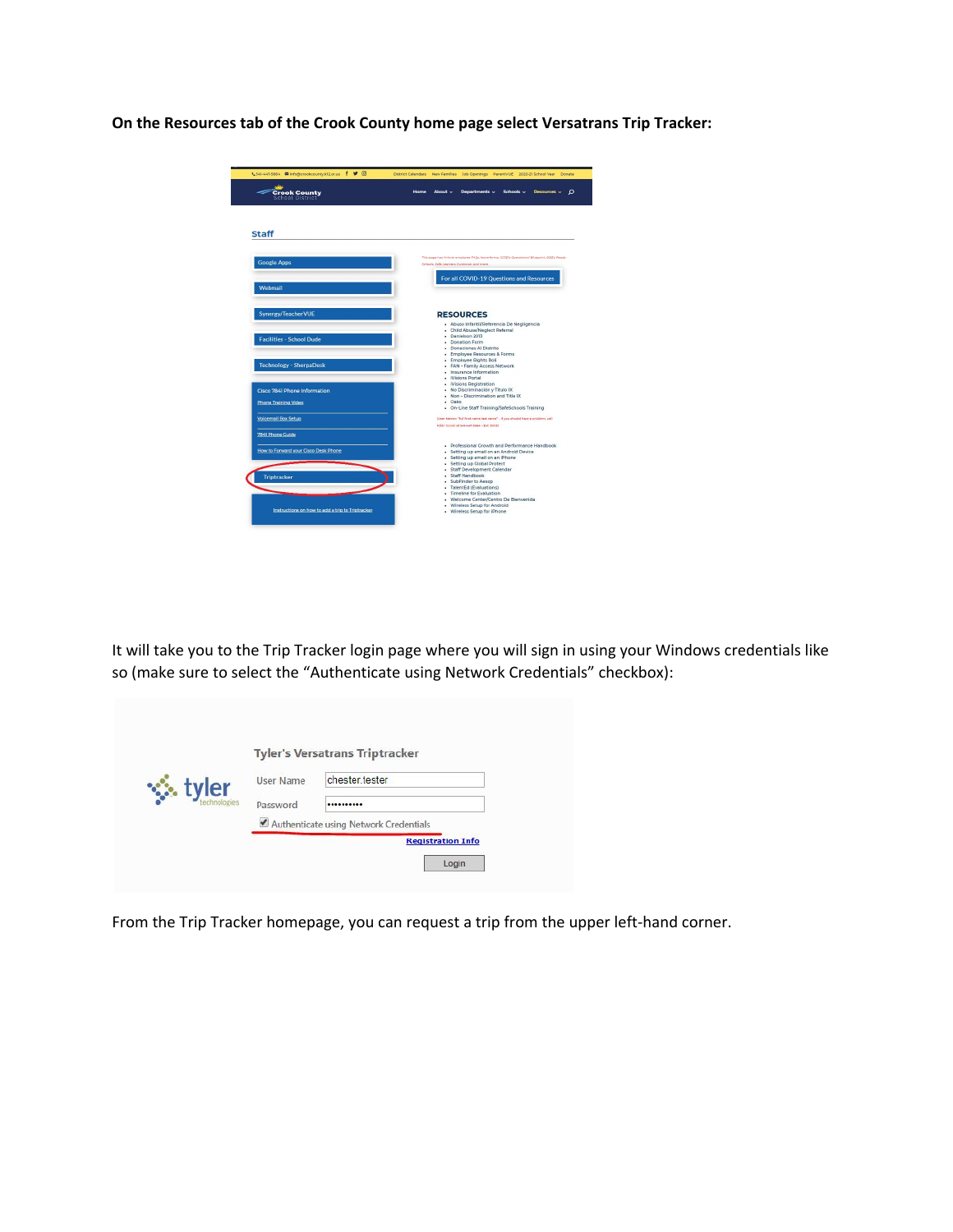**On the Resources tab of the Crook County home page select Versatrans Trip Tracker:**

It will take you to the Trip Tracker login page where you will sign in using your Windows credentials like so (make sure to select the "Authenticate using Network Credentials" checkbox):

From the Trip Tracker homepage, you can request a trip from the upper left-hand corner.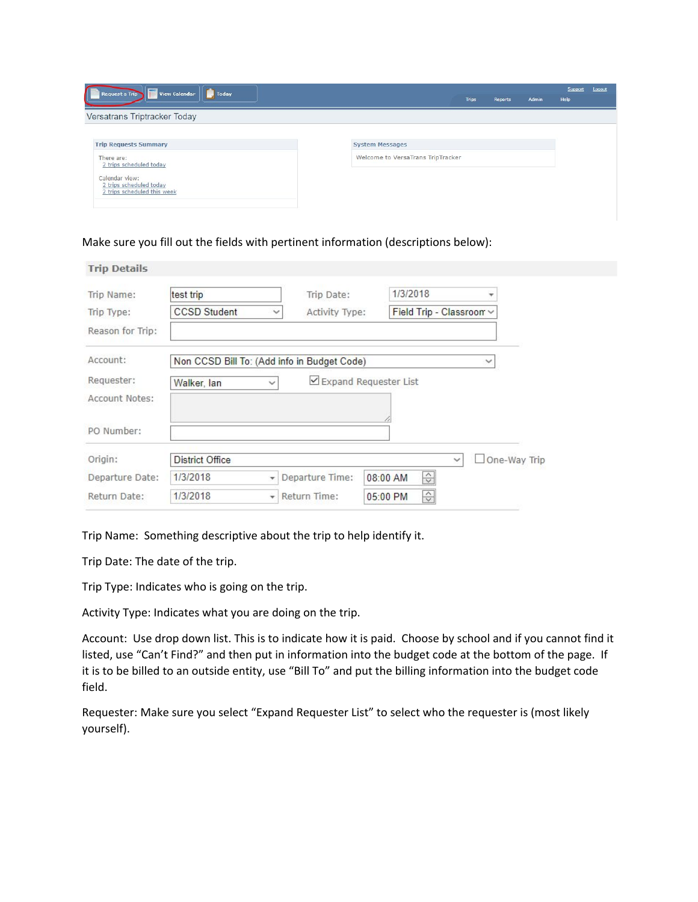Make sure you fill out the fields with pertinent information (descriptions below):

Trip Name: Something descriptive about the trip to help identify it.

Trip Date: The date of the trip.

Trip Type: Indicates who is going on the trip.

Activity Type: Indicates what you are doing on the trip.

Account: Use drop down list. This is to indicate how it is paid. Choose by school and if you cannot find it listed, use "Can't Find?" and then put in information into the budget code at the bottom of the page. If it is to be billed to an outside entity, use "Bill To" and put the billing information into the budget code field.

Requester: Make sure you select "Expand Requester List" to select who the requester is (most likely yourself).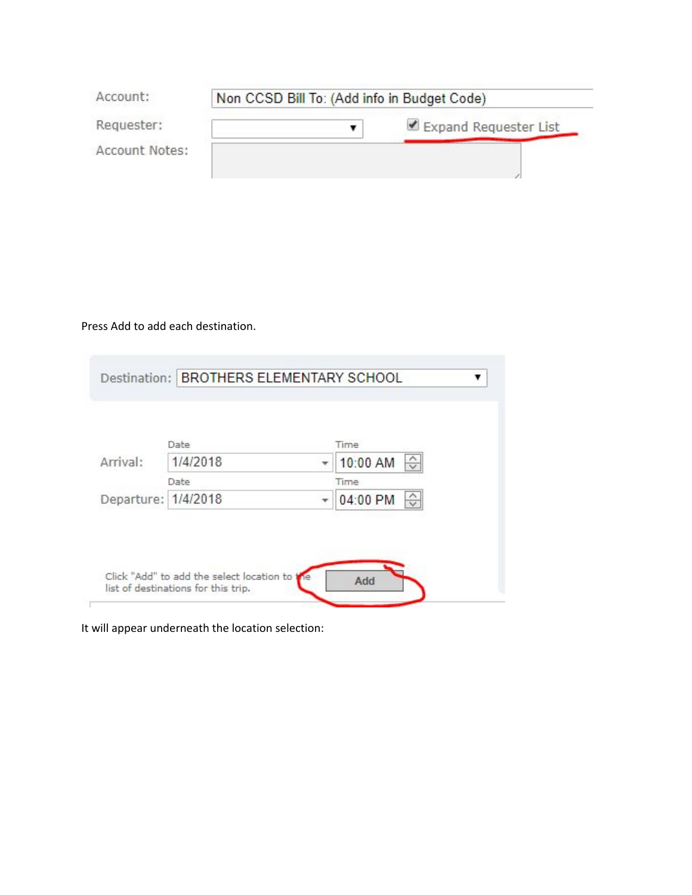Account: Non CCSD Bill To: (Add info in Budget Code)

Requester: Expand Requester List

Account Notes:

Press Add to add each destination.

Destination: BROTHERS ELEMENTARY SCHOOL

| | Date | Time |
|---|---|---|
| Arrival: | 1/4/2018 | 10:00 AM |
| Departure: | 1/4/2018 | 04:00 PM |

Click "Add" to add the select location to the list of destinations for this trip. Add

It will appear underneath the location selection: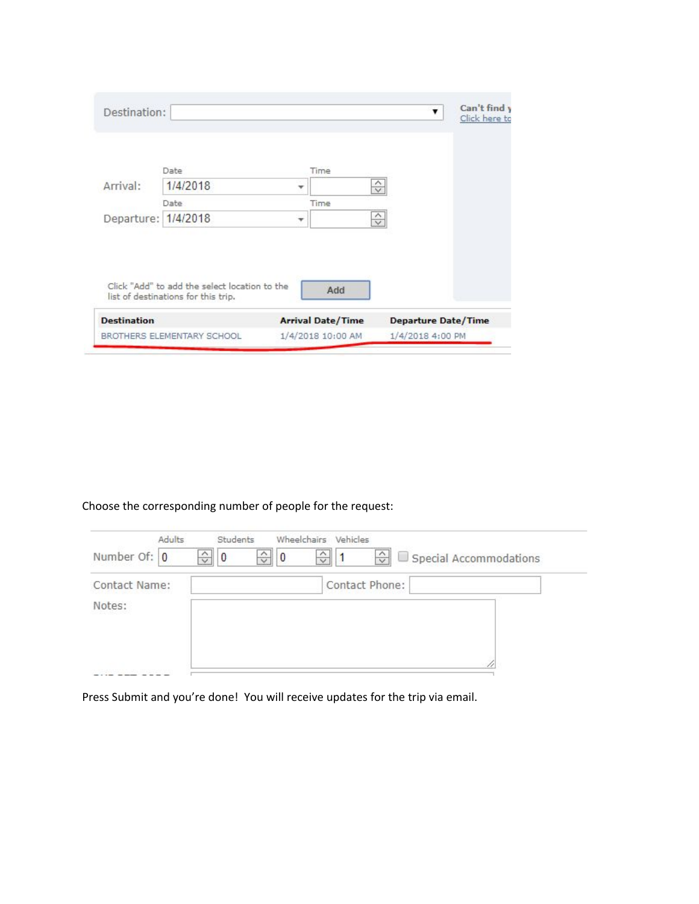Destination:

Can't find y
Click here to

Arrival: Date 1/4/2018 Time

Departure: Date 1/4/2018 Time

Click "Add" to add the select location to the list of destinations for this trip.

Add

| Destination | Arrival Date/Time | Departure Date/Time |
| --- | --- | --- |
| BROTHERS ELEMENTARY SCHOOL | 1/4/2018 10:00 AM | 1/4/2018 4:00 PM |

Choose the corresponding number of people for the request:

| | Adults | Students | Wheelchairs | Vehicles | |
| --- | --- | --- | --- | --- | --- |
| Number Of: | 0 | 0 | 0 | 1 | Special Accommodations |

Contact Name: Contact Phone:

Notes:

Press Submit and you're done! You will receive updates for the trip via email.